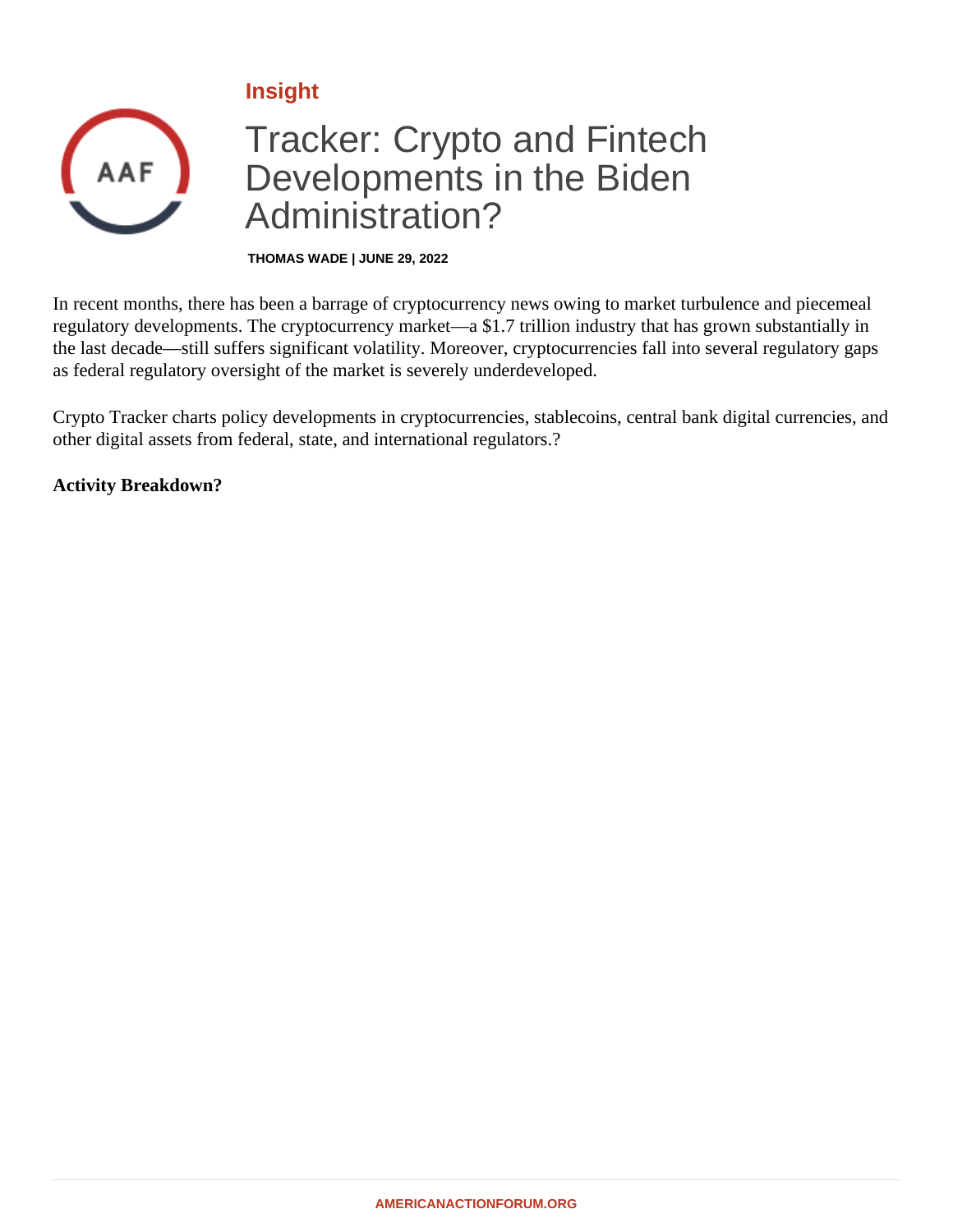Insight

# Tracker: Crypto and Fintech Developments in the Biden Administration?

**THOMAS WADE | JUNE 29, 2022**

In recent months, there has been a barrage of cryptocurrency news owing to market turbulence and piecemeal regulatory developments. The cryptocurrency market—a $1.7 trillion industry that has grown substantially in the last decade—still suffers significant volatility. Moreover, cryptocurrencies fall into several regulatory gaps as federal regulatory oversight of the market is severely underdeveloped.

Crypto Tracker charts policy developments in cryptocurrencies, stablecoins, central bank digital currencies, and other digital assets from federal, state, and international regulators.?

**Activity Breakdown?**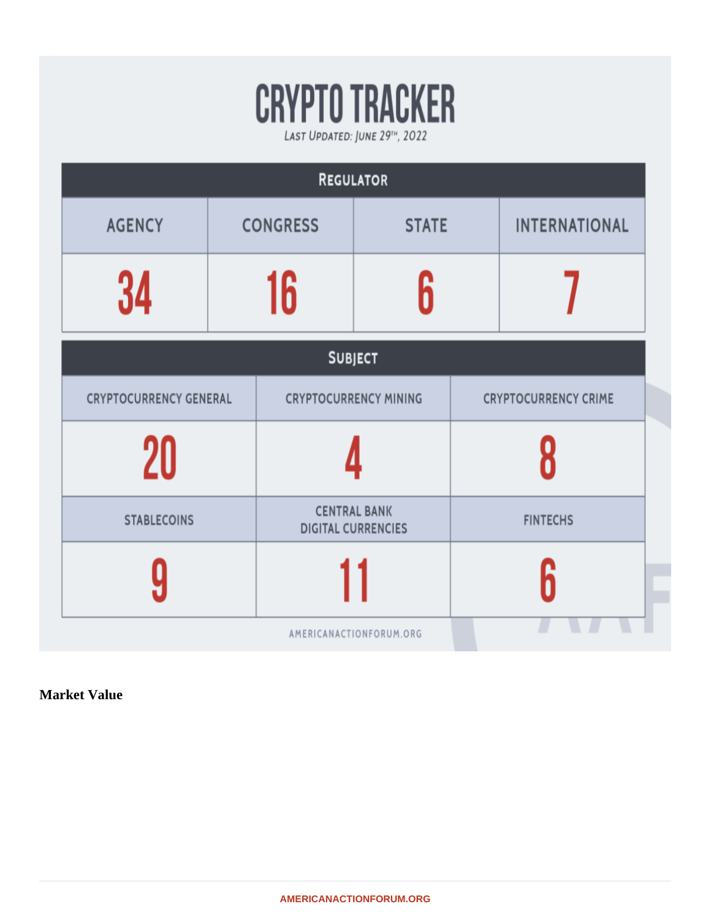# CRYPTO TRACKER

LAST UPDATED: JUNE 29TH, 2022

| REGULATOR | | | |
|---|---|---|---|
| AGENCY | CONGRESS | STATE | INTERNATIONAL |
| 34 | 16 | 6 | 7 |

| SUBJECT | | |
|---|---|---|
| CRYPTOCURRENCY GENERAL | CRYPTOCURRENCY MINING | CRYPTOCURRENCY CRIME |
| 20 | 4 | 8 |
| STABLECOINS | CENTRAL BANK DIGITAL CURRENCIES | FINTECHS |
| 9 | 11 | 6 |

AMERICANACTIONFORUM.ORG

**Market Value**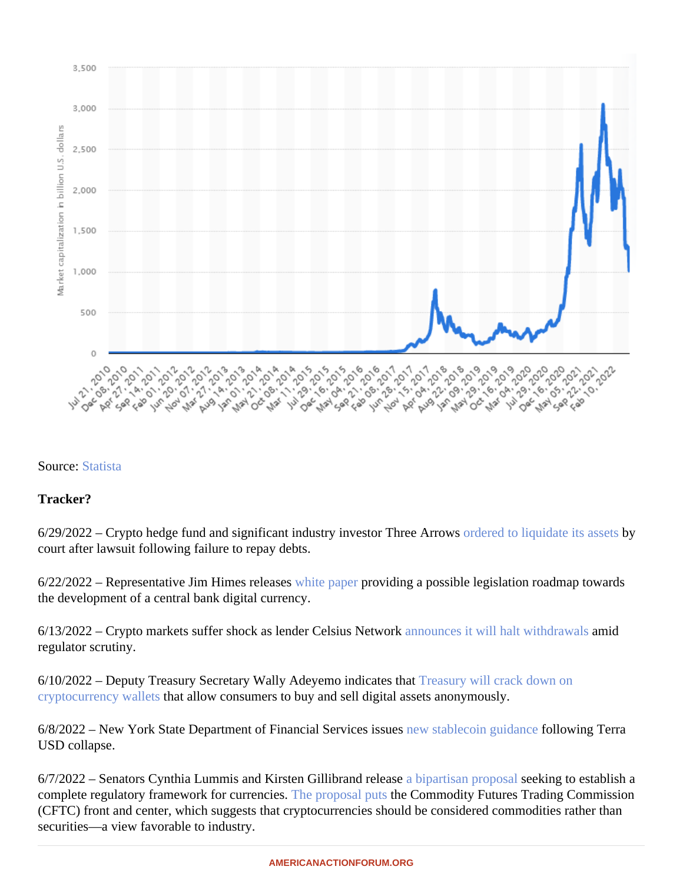3,500
3,000
2,500
2,000
1,500
1,000
500
0

Market capitalization in billion U.S. dollars

Jul 21, 2010
Dec 08, 2010
Apr 27, 2011
Sep 14, 2011
Feb 01, 2012
Jun 20, 2012
Nov 07, 2012
Mar 27, 2013
Aug 14, 2013
Jan 01, 2014
May 21, 2014
Oct 08, 2014
Mar 11, 2015
Jul 29, 2015
Dec 16, 2015
May 04, 2016
Sep 21, 2016
Feb 08, 2017
Jun 28, 2017
Nov 15, 2017
Apr 04, 2018
Aug 22, 2018
Jan 09, 2019
May 29, 2019
Oct 16, 2019
Mar 04, 2020
Jul 29, 2020
Dec 16, 2020
May 05, 2021
Sep 22, 2021
Feb 10, 2022

Source: Statista

**Tracker?**

6/29/2022 – Crypto hedge fund and significant industry investor Three Arrows ordered to liquidate its assets by court after lawsuit following failure to repay debts.

6/22/2022 – Representative Jim Himes releases white paper providing a possible legislation roadmap towards the development of a central bank digital currency.

6/13/2022 – Crypto markets suffer shock as lender Celsius Network announces it will halt withdrawals amid regulator scrutiny.

6/10/2022 – Deputy Treasury Secretary Wally Adeyemo indicates that Treasury will crack down on cryptocurrency wallets that allow consumers to buy and sell digital assets anonymously.

6/8/2022 – New York State Department of Financial Services issues new stablecoin guidance following Terra USD collapse.

6/7/2022 – Senators Cynthia Lummis and Kirsten Gillibrand release a bipartisan proposal seeking to establish a complete regulatory framework for currencies. The proposal puts the Commodity Futures Trading Commission (CFTC) front and center, which suggests that cryptocurrencies should be considered commodities rather than securities—a view favorable to industry.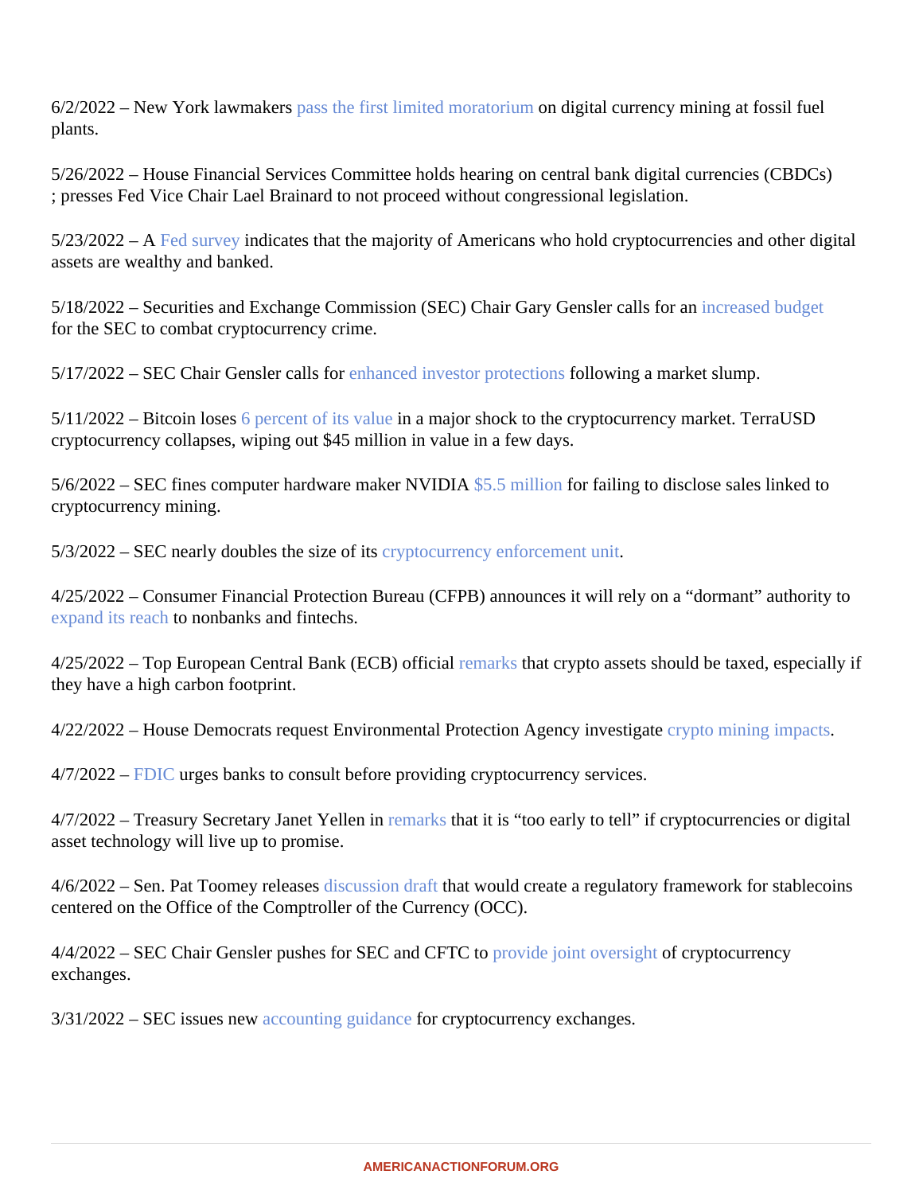6/2/2022 – New York lawmakers pass the first limited moratorium on digital currency mining at fossil fuel plants.

5/26/2022 – House Financial Services Committee holds hearing on central bank digital currencies (CBDCs) ; presses Fed Vice Chair Lael Brainard to not proceed without congressional legislation.

5/23/2022 – A Fed survey indicates that the majority of Americans who hold cryptocurrencies and other digital assets are wealthy and banked.

5/18/2022 – Securities and Exchange Commission (SEC) Chair Gary Gensler calls for an increased budget for the SEC to combat cryptocurrency crime.

5/17/2022 – SEC Chair Gensler calls for enhanced investor protections following a market slump.

5/11/2022 – Bitcoin loses 6 percent of its value in a major shock to the cryptocurrency market. TerraUSD cryptocurrency collapses, wiping out $45 million in value in a few days.

5/6/2022 – SEC fines computer hardware maker NVIDIA $5.5 million for failing to disclose sales linked to cryptocurrency mining.

5/3/2022 – SEC nearly doubles the size of its cryptocurrency enforcement unit.

4/25/2022 – Consumer Financial Protection Bureau (CFPB) announces it will rely on a "dormant" authority to expand its reach to nonbanks and fintechs.

4/25/2022 – Top European Central Bank (ECB) official remarks that crypto assets should be taxed, especially if they have a high carbon footprint.

4/22/2022 – House Democrats request Environmental Protection Agency investigate crypto mining impacts.

4/7/2022 – FDIC urges banks to consult before providing cryptocurrency services.

4/7/2022 – Treasury Secretary Janet Yellen in remarks that it is "too early to tell" if cryptocurrencies or digital asset technology will live up to promise.

4/6/2022 – Sen. Pat Toomey releases discussion draft that would create a regulatory framework for stablecoins centered on the Office of the Comptroller of the Currency (OCC).

4/4/2022 – SEC Chair Gensler pushes for SEC and CFTC to provide joint oversight of cryptocurrency exchanges.

3/31/2022 – SEC issues new accounting guidance for cryptocurrency exchanges.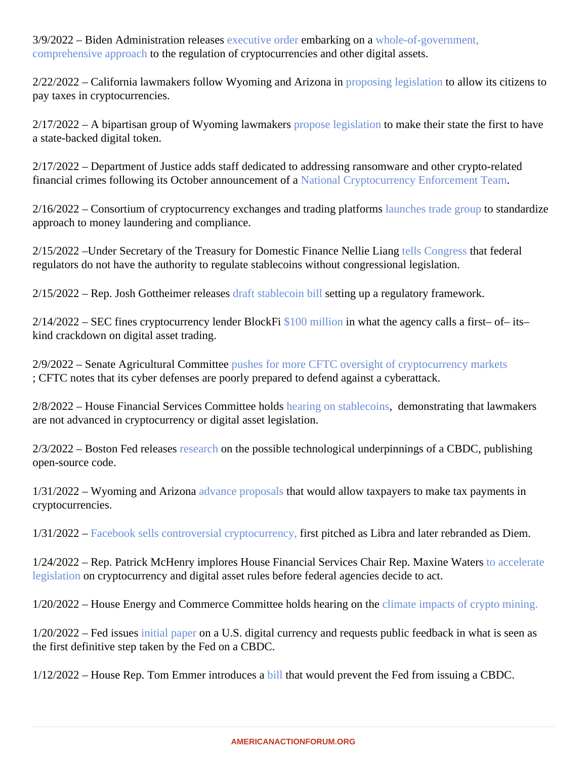3/9/2022 – Biden Administration releases executive order embarking on a whole-of-government, comprehensive approach to the regulation of cryptocurrencies and other digital assets.

2/22/2022 – California lawmakers follow Wyoming and Arizona in proposing legislation to allow its citizens to pay taxes in cryptocurrencies.

2/17/2022 – A bipartisan group of Wyoming lawmakers propose legislation to make their state the first to have a state-backed digital token.

2/17/2022 – Department of Justice adds staff dedicated to addressing ransomware and other crypto-related financial crimes following its October announcement of a National Cryptocurrency Enforcement Team.

2/16/2022 – Consortium of cryptocurrency exchanges and trading platforms launches trade group to standardize approach to money laundering and compliance.

2/15/2022 –Under Secretary of the Treasury for Domestic Finance Nellie Liang tells Congress that federal regulators do not have the authority to regulate stablecoins without congressional legislation.

2/15/2022 – Rep. Josh Gottheimer releases draft stablecoin bill setting up a regulatory framework.

2/14/2022 – SEC fines cryptocurrency lender BlockFi $100 million in what the agency calls a first– of– its– kind crackdown on digital asset trading.

2/9/2022 – Senate Agricultural Committee pushes for more CFTC oversight of cryptocurrency markets ; CFTC notes that its cyber defenses are poorly prepared to defend against a cyberattack.

2/8/2022 – House Financial Services Committee holds hearing on stablecoins, demonstrating that lawmakers are not advanced in cryptocurrency or digital asset legislation.

2/3/2022 – Boston Fed releases research on the possible technological underpinnings of a CBDC, publishing open-source code.

1/31/2022 – Wyoming and Arizona advance proposals that would allow taxpayers to make tax payments in cryptocurrencies.

1/31/2022 – Facebook sells controversial cryptocurrency, first pitched as Libra and later rebranded as Diem.

1/24/2022 – Rep. Patrick McHenry implores House Financial Services Chair Rep. Maxine Waters to accelerate legislation on cryptocurrency and digital asset rules before federal agencies decide to act.

1/20/2022 – House Energy and Commerce Committee holds hearing on the climate impacts of crypto mining.

1/20/2022 – Fed issues initial paper on a U.S. digital currency and requests public feedback in what is seen as the first definitive step taken by the Fed on a CBDC.

1/12/2022 – House Rep. Tom Emmer introduces a bill that would prevent the Fed from issuing a CBDC.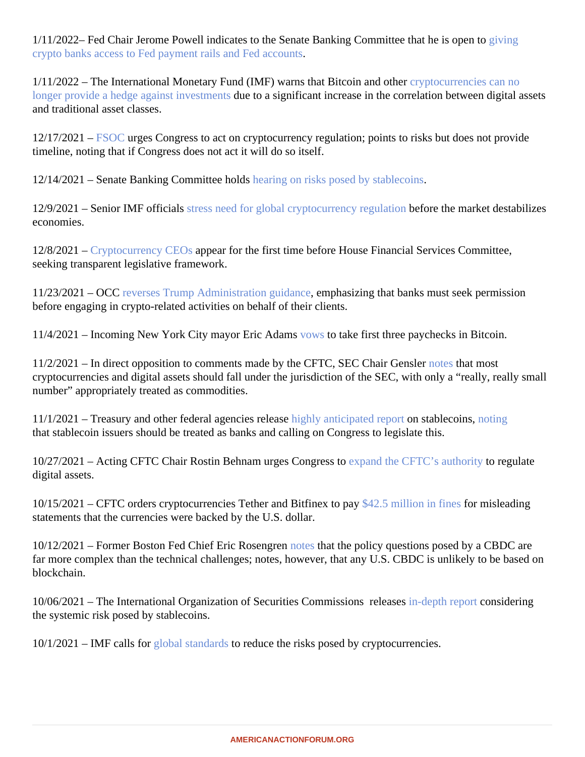1/11/2022– Fed Chair Jerome Powell indicates to the Senate Banking Committee that he is open to giving crypto banks access to Fed payment rails and Fed accounts.

1/11/2022 – The International Monetary Fund (IMF) warns that Bitcoin and other cryptocurrencies can no longer provide a hedge against investments due to a significant increase in the correlation between digital assets and traditional asset classes.

12/17/2021 – FSOC urges Congress to act on cryptocurrency regulation; points to risks but does not provide timeline, noting that if Congress does not act it will do so itself.

12/14/2021 – Senate Banking Committee holds hearing on risks posed by stablecoins.

12/9/2021 – Senior IMF officials stress need for global cryptocurrency regulation before the market destabilizes economies.

12/8/2021 – Cryptocurrency CEOs appear for the first time before House Financial Services Committee, seeking transparent legislative framework.

11/23/2021 – OCC reverses Trump Administration guidance, emphasizing that banks must seek permission before engaging in crypto-related activities on behalf of their clients.

11/4/2021 – Incoming New York City mayor Eric Adams vows to take first three paychecks in Bitcoin.

11/2/2021 – In direct opposition to comments made by the CFTC, SEC Chair Gensler notes that most cryptocurrencies and digital assets should fall under the jurisdiction of the SEC, with only a "really, really small number" appropriately treated as commodities.

11/1/2021 – Treasury and other federal agencies release highly anticipated report on stablecoins, noting that stablecoin issuers should be treated as banks and calling on Congress to legislate this.

10/27/2021 – Acting CFTC Chair Rostin Behnam urges Congress to expand the CFTC's authority to regulate digital assets.

10/15/2021 – CFTC orders cryptocurrencies Tether and Bitfinex to pay $42.5 million in fines for misleading statements that the currencies were backed by the U.S. dollar.

10/12/2021 – Former Boston Fed Chief Eric Rosengren notes that the policy questions posed by a CBDC are far more complex than the technical challenges; notes, however, that any U.S. CBDC is unlikely to be based on blockchain.

10/06/2021 – The International Organization of Securities Commissions releases in-depth report considering the systemic risk posed by stablecoins.

10/1/2021 – IMF calls for global standards to reduce the risks posed by cryptocurrencies.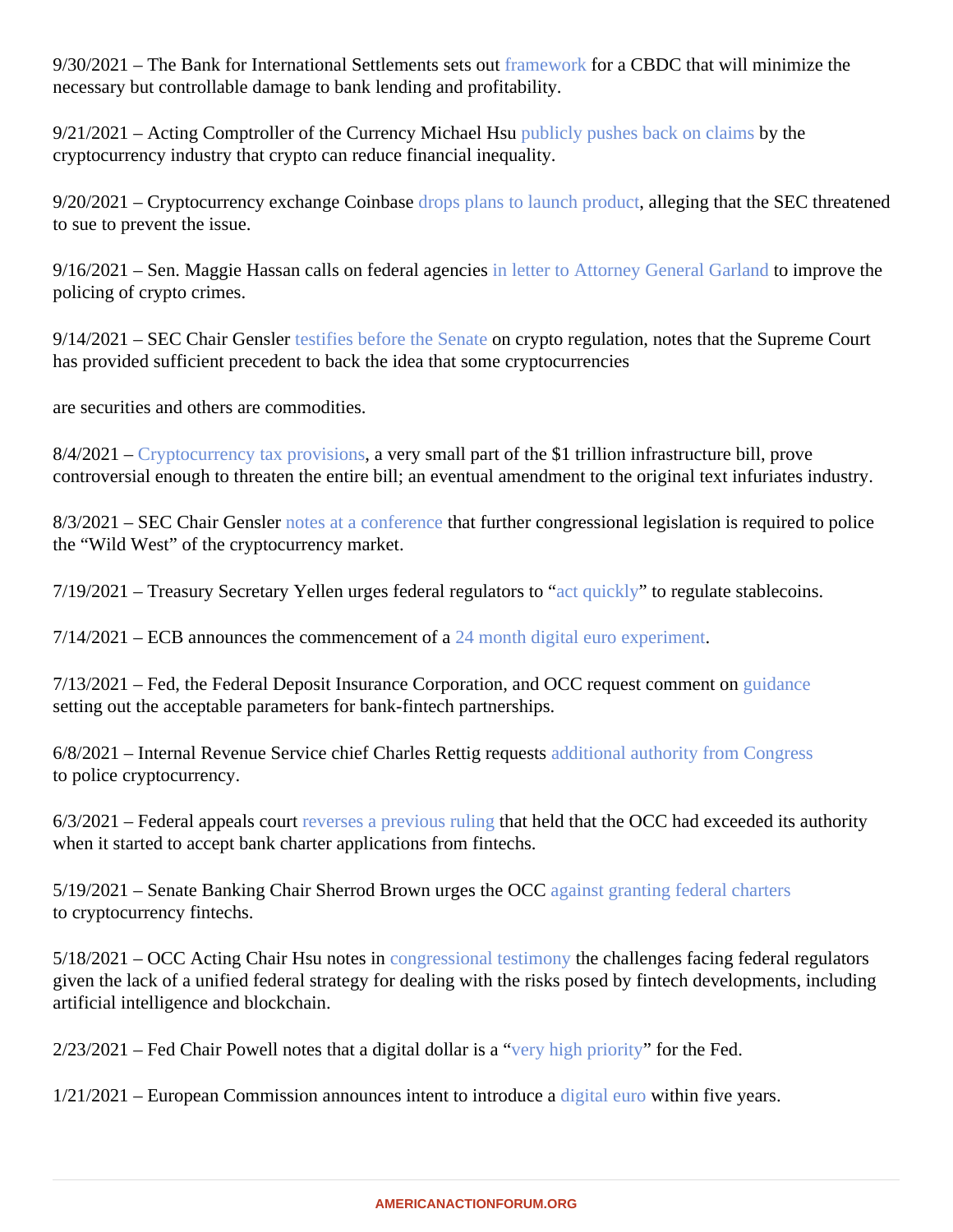9/30/2021 – The Bank for International Settlements sets out framework for a CBDC that will minimize the necessary but controllable damage to bank lending and profitability.

9/21/2021 – Acting Comptroller of the Currency Michael Hsu publicly pushes back on claims by the cryptocurrency industry that crypto can reduce financial inequality.

9/20/2021 – Cryptocurrency exchange Coinbase drops plans to launch product, alleging that the SEC threatened to sue to prevent the issue.

9/16/2021 – Sen. Maggie Hassan calls on federal agencies in letter to Attorney General Garland to improve the policing of crypto crimes.

9/14/2021 – SEC Chair Gensler testifies before the Senate on crypto regulation, notes that the Supreme Court has provided sufficient precedent to back the idea that some cryptocurrencies

are securities and others are commodities.

8/4/2021 – Cryptocurrency tax provisions, a very small part of the $1 trillion infrastructure bill, prove controversial enough to threaten the entire bill; an eventual amendment to the original text infuriates industry.

8/3/2021 – SEC Chair Gensler notes at a conference that further congressional legislation is required to police the "Wild West" of the cryptocurrency market.

7/19/2021 – Treasury Secretary Yellen urges federal regulators to "act quickly" to regulate stablecoins.

7/14/2021 – ECB announces the commencement of a 24 month digital euro experiment.

7/13/2021 – Fed, the Federal Deposit Insurance Corporation, and OCC request comment on guidance setting out the acceptable parameters for bank-fintech partnerships.

6/8/2021 – Internal Revenue Service chief Charles Rettig requests additional authority from Congress to police cryptocurrency.

6/3/2021 – Federal appeals court reverses a previous ruling that held that the OCC had exceeded its authority when it started to accept bank charter applications from fintechs.

5/19/2021 – Senate Banking Chair Sherrod Brown urges the OCC against granting federal charters to cryptocurrency fintechs.

5/18/2021 – OCC Acting Chair Hsu notes in congressional testimony the challenges facing federal regulators given the lack of a unified federal strategy for dealing with the risks posed by fintech developments, including artificial intelligence and blockchain.

2/23/2021 – Fed Chair Powell notes that a digital dollar is a "very high priority" for the Fed.

1/21/2021 – European Commission announces intent to introduce a digital euro within five years.